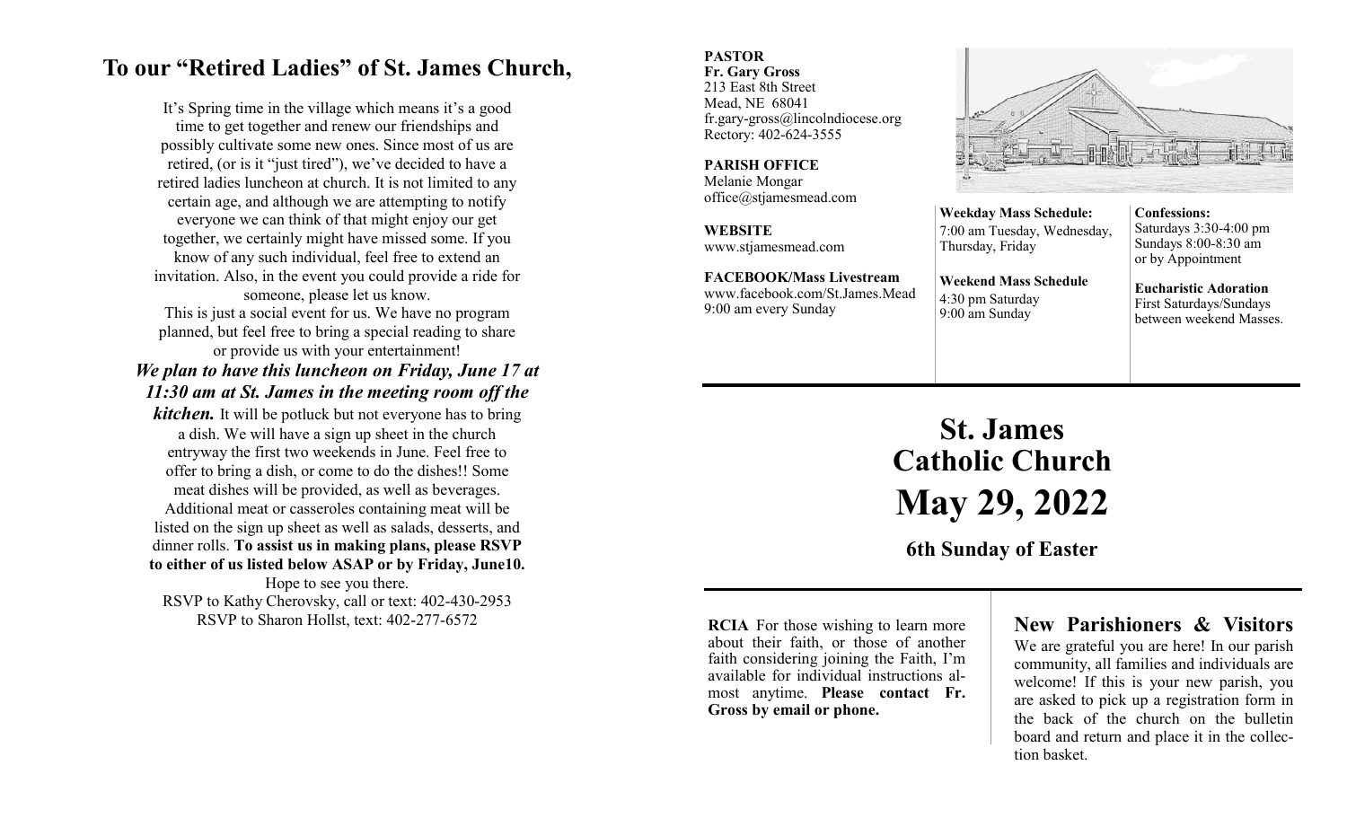## To our "Retired Ladies" of St. James Church,

It's Spring time in the village which means it's a good time to get together and renew our friendships and possibly cultivate some new ones. Since most of us are retired, (or is it "just tired"), we've decided to have a retired ladies luncheon at church. It is not limited to any certain age, and although we are attempting to notify everyone we can think of that might enjoy our get together, we certainly might have missed some. If you know of any such individual, feel free to extend an invitation. Also, in the event you could provide a ride for someone, please let us know.

This is just a social event for us. We have no program planned, but feel free to bring a special reading to share or provide us with your entertainment!

***We plan to have this luncheon on Friday, June 17 at 11:30 am at St. James in the meeting room off the kitchen.*** It will be potluck but not everyone has to bring a dish. We will have a sign up sheet in the church entryway the first two weekends in June. Feel free to offer to bring a dish, or come to do the dishes!! Some meat dishes will be provided, as well as beverages. Additional meat or casseroles containing meat will be listed on the sign up sheet as well as salads, desserts, and dinner rolls. **To assist us in making plans, please RSVP to either of us listed below ASAP or by Friday, June10.**

Hope to see you there.

RSVP to Kathy Cherovsky, call or text: 402-430-2953

RSVP to Sharon Hollst, text: 402-277-6572

**PASTOR**
**Fr. Gary Gross**
213 East 8th Street
Mead, NE 68041
fr.gary-gross@lincolndiocese.org
Rectory: 402-624-3555

**PARISH OFFICE**
Melanie Mongar
office@stjamesmead.com

**WEBSITE**
www.stjamesmead.com

**FACEBOOK/Mass Livestream**
www.facebook.com/St.James.Mead
9:00 am every Sunday

**Weekday Mass Schedule:**
7:00 am Tuesday, Wednesday, Thursday, Friday

**Weekend Mass Schedule**
4:30 pm Saturday
9:00 am Sunday

**Confessions:**
Saturdays 3:30-4:00 pm
Sundays 8:00-8:30 am
or by Appointment

**Eucharistic Adoration**
First Saturdays/Sundays between weekend Masses.

# St. James Catholic Church

# May 29, 2022

### 6th Sunday of Easter

**RCIA** For those wishing to learn more about their faith, or those of another faith considering joining the Faith, I'm available for individual instructions almost anytime. **Please contact Fr. Gross by email or phone.**

## New Parishioners & Visitors

We are grateful you are here! In our parish community, all families and individuals are welcome! If this is your new parish, you are asked to pick up a registration form in the back of the church on the bulletin board and return and place it in the collection basket.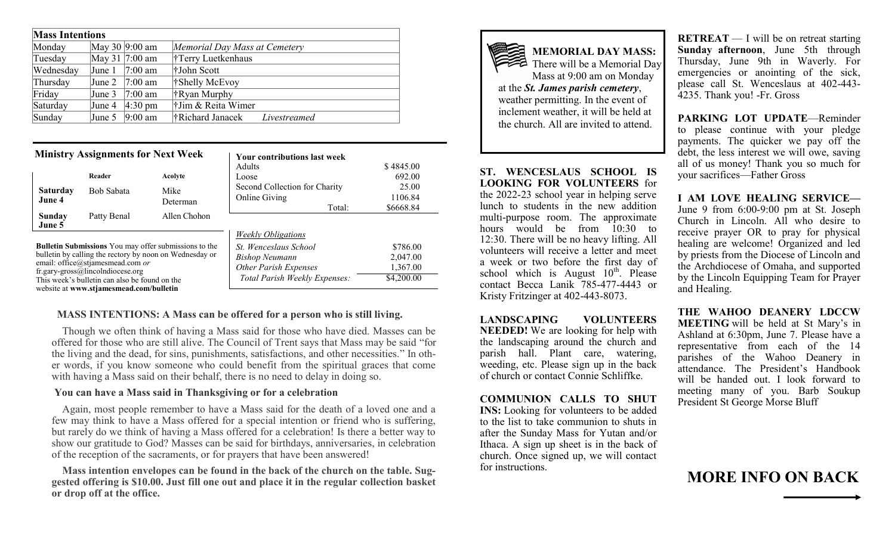| Mass Intentions | | | |
|---|---|---|---|
| Monday | May 30 | 9:00 am | *Memorial Day Mass at Cemetery* |
| Tuesday | May 31 | 7:00 am | †Terry Luetkenhaus |
| Wednesday | June 1 | 7:00 am | †John Scott |
| Thursday | June 2 | 7:00 am | †Shelly McEvoy |
| Friday | June 3 | 7:00 am | †Ryan Murphy |
| Saturday | June 4 | 4:30 pm | †Jim & Reita Wimer |
| Sunday | June 5 | 9:00 am | †Richard Janacek *Livestreamed* |

**Ministry Assignments for Next Week**

| | Reader | Acolyte |
|---|---|---|
| **Saturday June 4** | Bob Sabata | Mike Determan |
| **Sunday June 5** | Patty Benal | Allen Chohon |

**Bulletin Submissions** You may offer submissions to the bulletin by calling the rectory by noon on Wednesday or email: office@stjamesmead.com *or* fr.gary-gross@lincolndiocese.org
This week's bulletin can also be found on the website at **www.stjamesmead.com/bulletin**

| **Your contributions last week** | |
|---|---|
| Adults | $ 4845.00 |
| Loose | 692.00 |
| Second Collection for Charity | 25.00 |
| Online Giving | 1106.84 |
| Total: | $6668.84 |

| *Weekly Obligations* | |
|---|---|
| *St. Wenceslaus School* | $786.00 |
| *Bishop Neumann* | 2,047.00 |
| *Other Parish Expenses* | 1,367.00 |
| *Total Parish Weekly Expenses:* | $4,200.00 |

### MASS INTENTIONS: A Mass can be offered for a person who is still living.

Though we often think of having a Mass said for those who have died. Masses can be offered for those who are still alive. The Council of Trent says that Mass may be said "for the living and the dead, for sins, punishments, satisfactions, and other necessities." In other words, if you know someone who could benefit from the spiritual graces that come with having a Mass said on their behalf, there is no need to delay in doing so.

**You can have a Mass said in Thanksgiving or for a celebration**

Again, most people remember to have a Mass said for the death of a loved one and a few may think to have a Mass offered for a special intention or friend who is suffering, but rarely do we think of having a Mass offered for a celebration! Is there a better way to show our gratitude to God? Masses can be said for birthdays, anniversaries, in celebration of the reception of the sacraments, or for prayers that have been answered!

**Mass intention envelopes can be found in the back of the church on the table. Suggested offering is $10.00. Just fill one out and place it in the regular collection basket or drop off at the office.**

**MEMORIAL DAY MASS:** There will be a Memorial Day Mass at 9:00 am on Monday at the ***St. James parish cemetery***, weather permitting. In the event of inclement weather, it will be held at the church. All are invited to attend.

**ST. WENCESLAUS SCHOOL IS LOOKING FOR VOLUNTEERS** for the 2022-23 school year in helping serve lunch to students in the new addition multi-purpose room. The approximate hours would be from 10:30 to 12:30. There will be no heavy lifting. All volunteers will receive a letter and meet a week or two before the first day of school which is August 10th. Please contact Becca Lanik 785-477-4443 or Kristy Fritzinger at 402-443-8073.

**LANDSCAPING VOLUNTEERS NEEDED!** We are looking for help with the landscaping around the church and parish hall. Plant care, watering, weeding, etc. Please sign up in the back of church or contact Connie Schliffke.

**COMMUNION CALLS TO SHUT INS:** Looking for volunteers to be added to the list to take communion to shuts in after the Sunday Mass for Yutan and/or Ithaca. A sign up sheet is in the back of church. Once signed up, we will contact for instructions.

**RETREAT** — I will be on retreat starting **Sunday afternoon**, June 5th through Thursday, June 9th in Waverly. For emergencies or anointing of the sick, please call St. Wenceslaus at 402-443-4235. Thank you! -Fr. Gross

**PARKING LOT UPDATE**—Reminder to please continue with your pledge payments. The quicker we pay off the debt, the less interest we will owe, saving all of us money! Thank you so much for your sacrifices—Father Gross

**I AM LOVE HEALING SERVICE—** June 9 from 6:00-9:00 pm at St. Joseph Church in Lincoln. All who desire to receive prayer OR to pray for physical healing are welcome! Organized and led by priests from the Diocese of Lincoln and the Archdiocese of Omaha, and supported by the Lincoln Equipping Team for Prayer and Healing.

**THE WAHOO DEANERY LDCCW MEETING** will be held at St Mary's in Ashland at 6:30pm, June 7. Please have a representative from each of the 14 parishes of the Wahoo Deanery in attendance. The President's Handbook will be handed out. I look forward to meeting many of you. Barb Soukup President St George Morse Bluff

## MORE INFO ON BACK